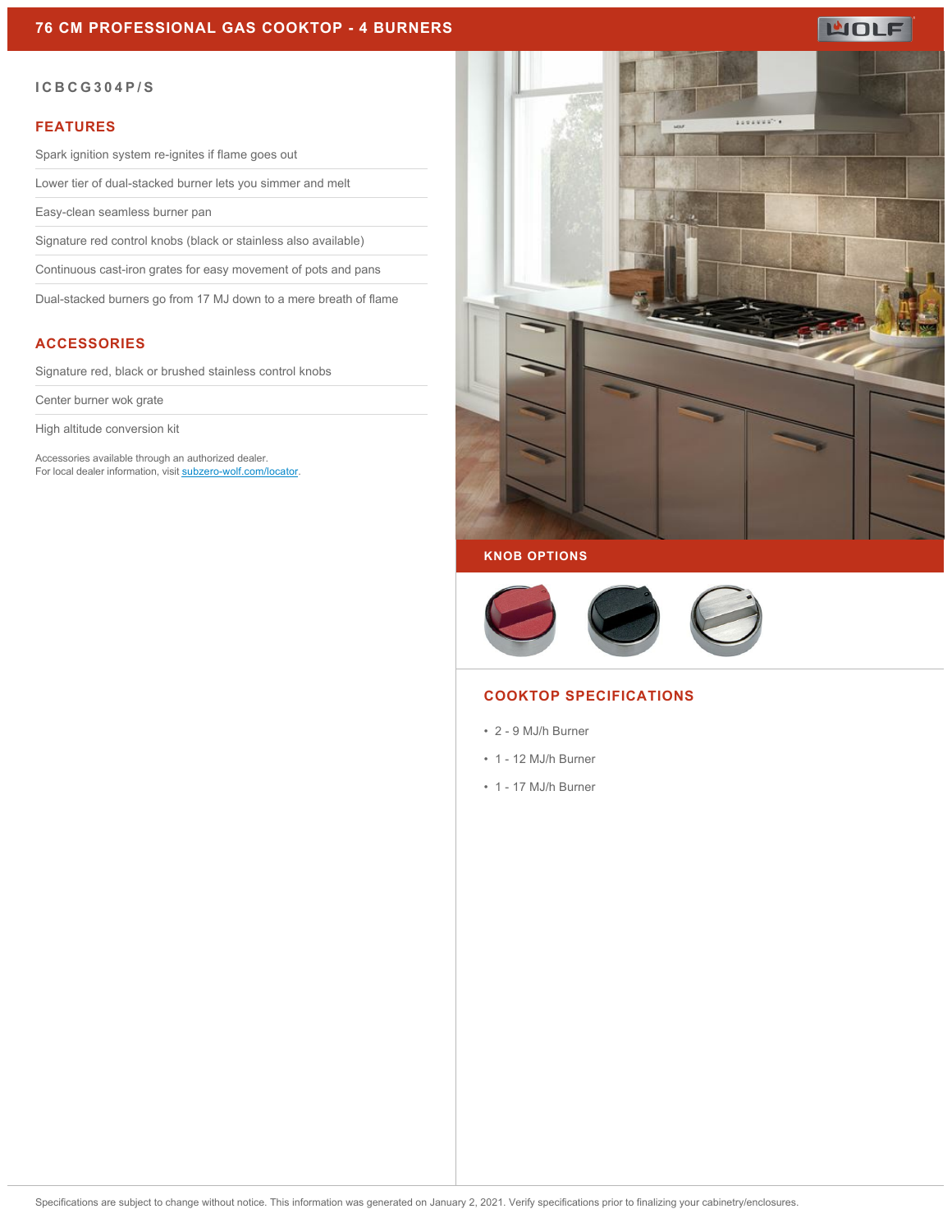# 76 CM PROFESSIONAL GAS COOKTOP - 4 BURNERS

ICBCG304P/S

## FEATURES

- Spark ignition system re-ignites if flame goes out
- Lower tier of dual-stacked burner lets you simmer and melt
- Easy-clean seamless burner pan
- Signature red control knobs (black or stainless also available)
- Continuous cast-iron grates for easy movement of pots and pans
- Dual-stacked burners go from 17 MJ down to a mere breath of flame

## ACCESSORIES

- Signature red, black or brushed stainless control knobs
- Center burner wok grate
- High altitude conversion kit

Accessories available through an authorized dealer.
For local dealer information, visit [subzero-wolf.com/locator](subzero-wolf.com/locator).

## KNOB OPTIONS

## COOKTOP SPECIFICATIONS

- 2 - 9 MJ/h Burner
- 1 - 12 MJ/h Burner
- 1 - 17 MJ/h Burner

Specifications are subject to change without notice. This information was generated on January 2, 2021. Verify specifications prior to finalizing your cabinetry/enclosures.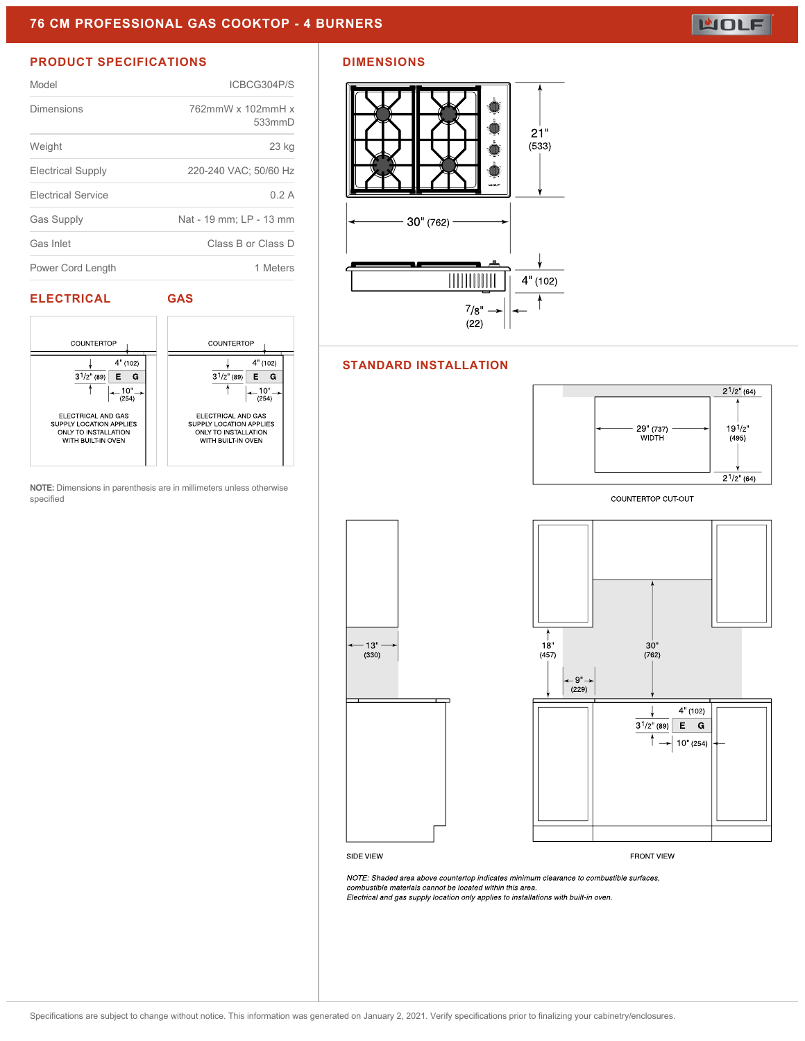# 76 CM PROFESSIONAL GAS COOKTOP - 4 BURNERS

## PRODUCT SPECIFICATIONS

| | |
|---|---|
| Model | ICBCG304P/S |
| Dimensions | 762mmW x 102mmH x 533mmD |
| Weight | 23 kg |
| Electrical Supply | 220-240 VAC; 50/60 Hz |
| Electrical Service | 0.2 A |
| Gas Supply | Nat - 19 mm; LP - 13 mm |
| Gas Inlet | Class B or Class D |
| Power Cord Length | 1 Meters |

## ELECTRICAL

COUNTERTOP

4" (102)

3 1/2" (89)

E G

10" (254)

ELECTRICAL AND GAS SUPPLY LOCATION APPLIES ONLY TO INSTALLATION WITH BUILT-IN OVEN

## GAS

COUNTERTOP

4" (102)

3 1/2" (89)

E G

10" (254)

ELECTRICAL AND GAS SUPPLY LOCATION APPLIES ONLY TO INSTALLATION WITH BUILT-IN OVEN

**NOTE:** Dimensions in parenthesis are in millimeters unless otherwise specified

## DIMENSIONS

21" (533)

30" (762)

4" (102)

7/8" (22)

## STANDARD INSTALLATION

2 1/2" (64)

29" (737) WIDTH

19 1/2" (495)

2 1/2" (64)

COUNTERTOP CUT-OUT

13" (330)

18" (457)

30" (762)

9" (229)

4" (102)

3 1/2" (89)

E G

10" (254)

SIDE VIEW

FRONT VIEW

*NOTE: Shaded area above countertop indicates minimum clearance to combustible surfaces, combustible materials cannot be located within this area.*
*Electrical and gas supply location only applies to installations with built-in oven.*

Specifications are subject to change without notice. This information was generated on January 2, 2021. Verify specifications prior to finalizing your cabinetry/enclosures.